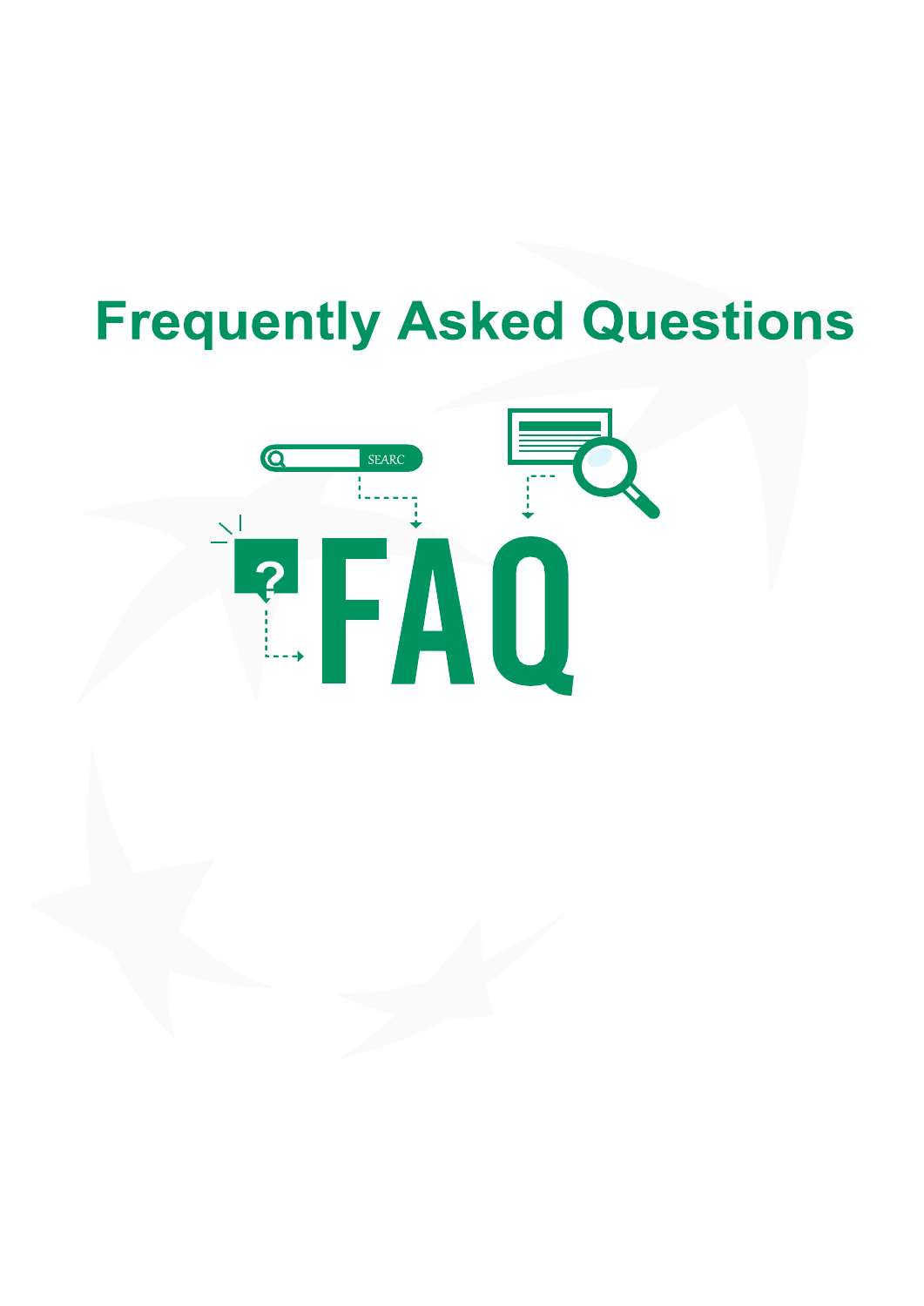# Frequently Asked Questions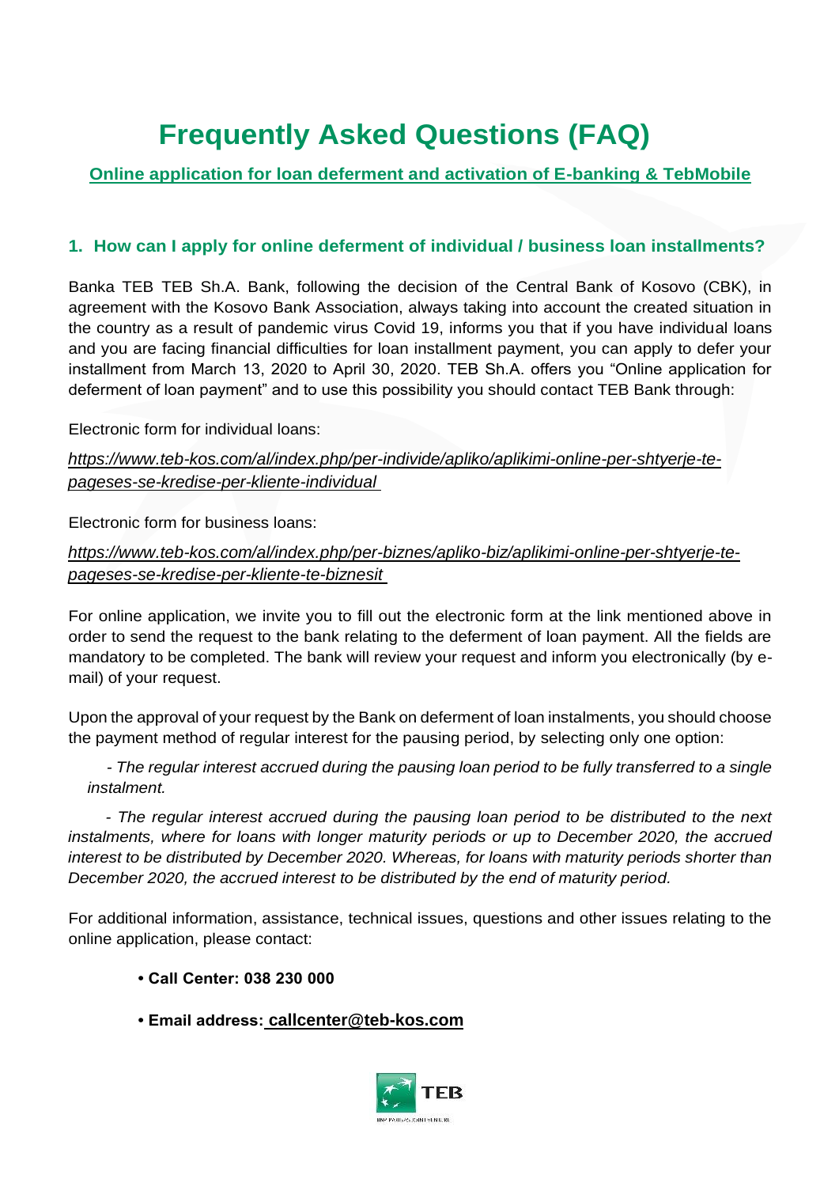# Frequently Asked Questions (FAQ)

**Online application for loan deferment and activation of E-banking & TebMobile**

## 1. How can I apply for online deferment of individual / business loan installments?

Banka TEB TEB Sh.A. Bank, following the decision of the Central Bank of Kosovo (CBK), in agreement with the Kosovo Bank Association, always taking into account the created situation in the country as a result of pandemic virus Covid 19, informs you that if you have individual loans and you are facing financial difficulties for loan installment payment, you can apply to defer your installment from March 13, 2020 to April 30, 2020. TEB Sh.A. offers you "Online application for deferment of loan payment" and to use this possibility you should contact TEB Bank through:

Electronic form for individual loans:

*https://www.teb-kos.com/al/index.php/per-individe/apliko/aplikimi-online-per-shtyerje-te-pageses-se-kredise-per-kliente-individual*

Electronic form for business loans:

*https://www.teb-kos.com/al/index.php/per-biznes/apliko-biz/aplikimi-online-per-shtyerje-te-pageses-se-kredise-per-kliente-te-biznesit*

For online application, we invite you to fill out the electronic form at the link mentioned above in order to send the request to the bank relating to the deferment of loan payment. All the fields are mandatory to be completed. The bank will review your request and inform you electronically (by e-mail) of your request.

Upon the approval of your request by the Bank on deferment of loan instalments, you should choose the payment method of regular interest for the pausing period, by selecting only one option:

*- The regular interest accrued during the pausing loan period to be fully transferred to a single instalment.*

*- The regular interest accrued during the pausing loan period to be distributed to the next instalments, where for loans with longer maturity periods or up to December 2020, the accrued interest to be distributed by December 2020. Whereas, for loans with maturity periods shorter than December 2020, the accrued interest to be distributed by the end of maturity period.*

For additional information, assistance, technical issues, questions and other issues relating to the online application, please contact:

- **Call Center: 038 230 000**
- **Email address: callcenter@teb-kos.com**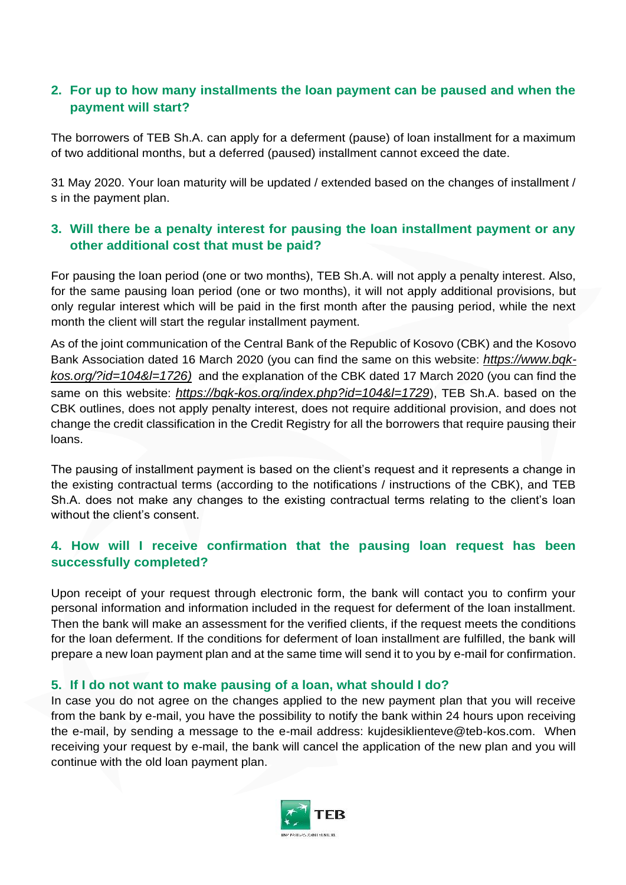## 2. For up to how many installments the loan payment can be paused and when the payment will start?

The borrowers of TEB Sh.A. can apply for a deferment (pause) of loan installment for a maximum of two additional months, but a deferred (paused) installment cannot exceed the date.

31 May 2020. Your loan maturity will be updated / extended based on the changes of installment / s in the payment plan.

## 3. Will there be a penalty interest for pausing the loan installment payment or any other additional cost that must be paid?

For pausing the loan period (one or two months), TEB Sh.A. will not apply a penalty interest. Also, for the same pausing loan period (one or two months), it will not apply additional provisions, but only regular interest which will be paid in the first month after the pausing period, while the next month the client will start the regular installment payment.

As of the joint communication of the Central Bank of the Republic of Kosovo (CBK) and the Kosovo Bank Association dated 16 March 2020 (you can find the same on this website: *https://www.bqk-kos.org/?id=104&l=1726)* and the explanation of the CBK dated 17 March 2020 (you can find the same on this website: *https://bqk-kos.org/index.php?id=104&l=1729*), TEB Sh.A. based on the CBK outlines, does not apply penalty interest, does not require additional provision, and does not change the credit classification in the Credit Registry for all the borrowers that require pausing their loans.

The pausing of installment payment is based on the client's request and it represents a change in the existing contractual terms (according to the notifications / instructions of the CBK), and TEB Sh.A. does not make any changes to the existing contractual terms relating to the client's loan without the client's consent.

## 4. How will I receive confirmation that the pausing loan request has been successfully completed?

Upon receipt of your request through electronic form, the bank will contact you to confirm your personal information and information included in the request for deferment of the loan installment. Then the bank will make an assessment for the verified clients, if the request meets the conditions for the loan deferment. If the conditions for deferment of loan installment are fulfilled, the bank will prepare a new loan payment plan and at the same time will send it to you by e-mail for confirmation.

## 5. If I do not want to make pausing of a loan, what should I do?

In case you do not agree on the changes applied to the new payment plan that you will receive from the bank by e-mail, you have the possibility to notify the bank within 24 hours upon receiving the e-mail, by sending a message to the e-mail address: kujdesiklienteve@teb-kos.com. When receiving your request by e-mail, the bank will cancel the application of the new plan and you will continue with the old loan payment plan.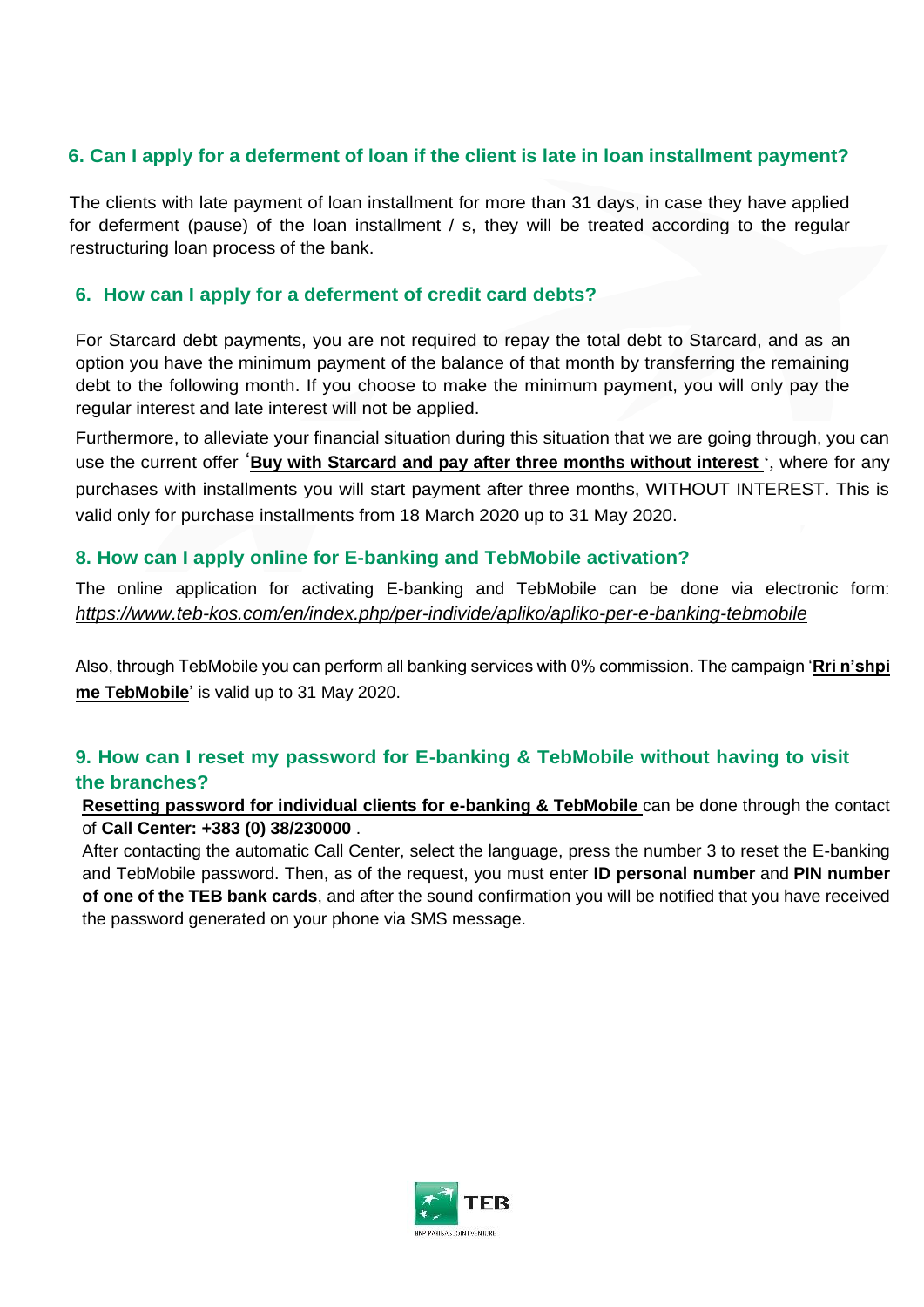### 6. Can I apply for a deferment of loan if the client is late in loan installment payment?

The clients with late payment of loan installment for more than 31 days, in case they have applied for deferment (pause) of the loan installment / s, they will be treated according to the regular restructuring loan process of the bank.

### 6. How can I apply for a deferment of credit card debts?

For Starcard debt payments, you are not required to repay the total debt to Starcard, and as an option you have the minimum payment of the balance of that month by transferring the remaining debt to the following month. If you choose to make the minimum payment, you will only pay the regular interest and late interest will not be applied.

Furthermore, to alleviate your financial situation during this situation that we are going through, you can use the current offer '**Buy with Starcard and pay after three months without interest** ', where for any purchases with installments you will start payment after three months, WITHOUT INTEREST. This is valid only for purchase installments from 18 March 2020 up to 31 May 2020.

### 8. How can I apply online for E-banking and TebMobile activation?

The online application for activating E-banking and TebMobile can be done via electronic form: *https://www.teb-kos.com/en/index.php/per-individe/apliko/apliko-per-e-banking-tebmobile*

Also, through TebMobile you can perform all banking services with 0% commission. The campaign '**Rri n'shpi me TebMobile**' is valid up to 31 May 2020.

### 9. How can I reset my password for E-banking & TebMobile without having to visit the branches?

**Resetting password for individual clients for e-banking & TebMobile** can be done through the contact of **Call Center: +383 (0) 38/230000** .

After contacting the automatic Call Center, select the language, press the number 3 to reset the E-banking and TebMobile password. Then, as of the request, you must enter **ID personal number** and **PIN number of one of the TEB bank cards**, and after the sound confirmation you will be notified that you have received the password generated on your phone via SMS message.